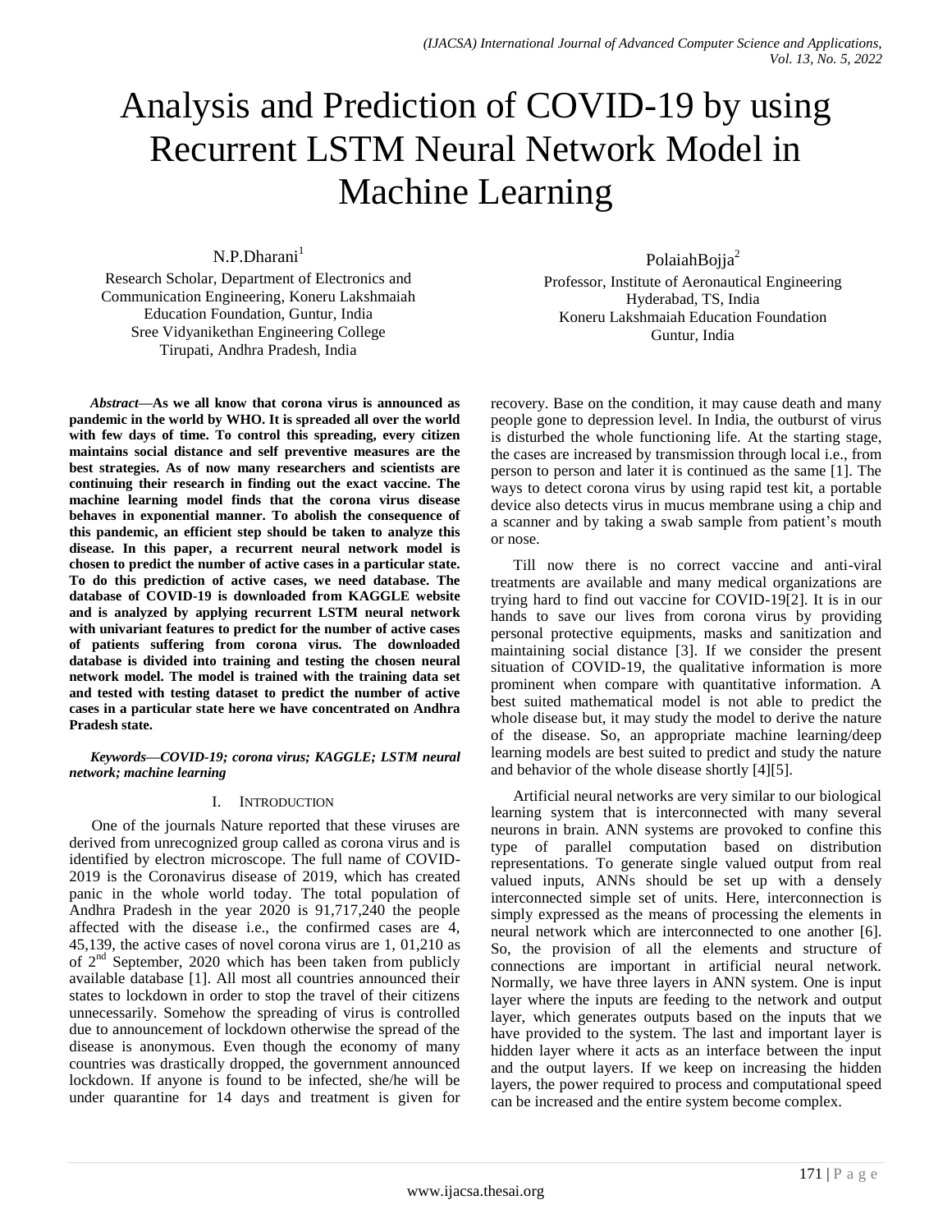# Analysis and Prediction of COVID-19 by using Recurrent LSTM Neural Network Model in Machine Learning

N.P.Dharani[1]

Research Scholar, Department of Electronics and Communication Engineering, Koneru Lakshmaiah Education Foundation, Guntur, India
Sree Vidyanikethan Engineering College
Tirupati, Andhra Pradesh, India

PolaiahBojja[2]

Professor, Institute of Aeronautical Engineering
Hyderabad, TS, India
Koneru Lakshmaiah Education Foundation
Guntur, India

***Abstract*—As we all know that corona virus is announced as pandemic in the world by WHO. It is spreaded all over the world with few days of time. To control this spreading, every citizen maintains social distance and self preventive measures are the best strategies. As of now many researchers and scientists are continuing their research in finding out the exact vaccine. The machine learning model finds that the corona virus disease behaves in exponential manner. To abolish the consequence of this pandemic, an efficient step should be taken to analyze this disease. In this paper, a recurrent neural network model is chosen to predict the number of active cases in a particular state. To do this prediction of active cases, we need database. The database of COVID-19 is downloaded from KAGGLE website and is analyzed by applying recurrent LSTM neural network with univariant features to predict for the number of active cases of patients suffering from corona virus. The downloaded database is divided into training and testing the chosen neural network model. The model is trained with the training data set and tested with testing dataset to predict the number of active cases in a particular state here we have concentrated on Andhra Pradesh state.**

***Keywords*—*COVID-19; corona virus; KAGGLE; LSTM neural network; machine learning***

## I. Introduction

One of the journals Nature reported that these viruses are derived from unrecognized group called as corona virus and is identified by electron microscope. The full name of COVID-2019 is the Coronavirus disease of 2019, which has created panic in the whole world today. The total population of Andhra Pradesh in the year 2020 is 91,717,240 the people affected with the disease i.e., the confirmed cases are 4, 45,139, the active cases of novel corona virus are 1, 01,210 as of 2nd September, 2020 which has been taken from publicly available database [1]. All most all countries announced their states to lockdown in order to stop the travel of their citizens unnecessarily. Somehow the spreading of virus is controlled due to announcement of lockdown otherwise the spread of the disease is anonymous. Even though the economy of many countries was drastically dropped, the government announced lockdown. If anyone is found to be infected, she/he will be under quarantine for 14 days and treatment is given for recovery. Base on the condition, it may cause death and many people gone to depression level. In India, the outburst of virus is disturbed the whole functioning life. At the starting stage, the cases are increased by transmission through local i.e., from person to person and later it is continued as the same [1]. The ways to detect corona virus by using rapid test kit, a portable device also detects virus in mucus membrane using a chip and a scanner and by taking a swab sample from patient's mouth or nose.

Till now there is no correct vaccine and anti-viral treatments are available and many medical organizations are trying hard to find out vaccine for COVID-19[2]. It is in our hands to save our lives from corona virus by providing personal protective equipments, masks and sanitization and maintaining social distance [3]. If we consider the present situation of COVID-19, the qualitative information is more prominent when compare with quantitative information. A best suited mathematical model is not able to predict the whole disease but, it may study the model to derive the nature of the disease. So, an appropriate machine learning/deep learning models are best suited to predict and study the nature and behavior of the whole disease shortly [4][5].

Artificial neural networks are very similar to our biological learning system that is interconnected with many several neurons in brain. ANN systems are provoked to confine this type of parallel computation based on distribution representations. To generate single valued output from real valued inputs, ANNs should be set up with a densely interconnected simple set of units. Here, interconnection is simply expressed as the means of processing the elements in neural network which are interconnected to one another [6]. So, the provision of all the elements and structure of connections are important in artificial neural network. Normally, we have three layers in ANN system. One is input layer where the inputs are feeding to the network and output layer, which generates outputs based on the inputs that we have provided to the system. The last and important layer is hidden layer where it acts as an interface between the input and the output layers. If we keep on increasing the hidden layers, the power required to process and computational speed can be increased and the entire system become complex.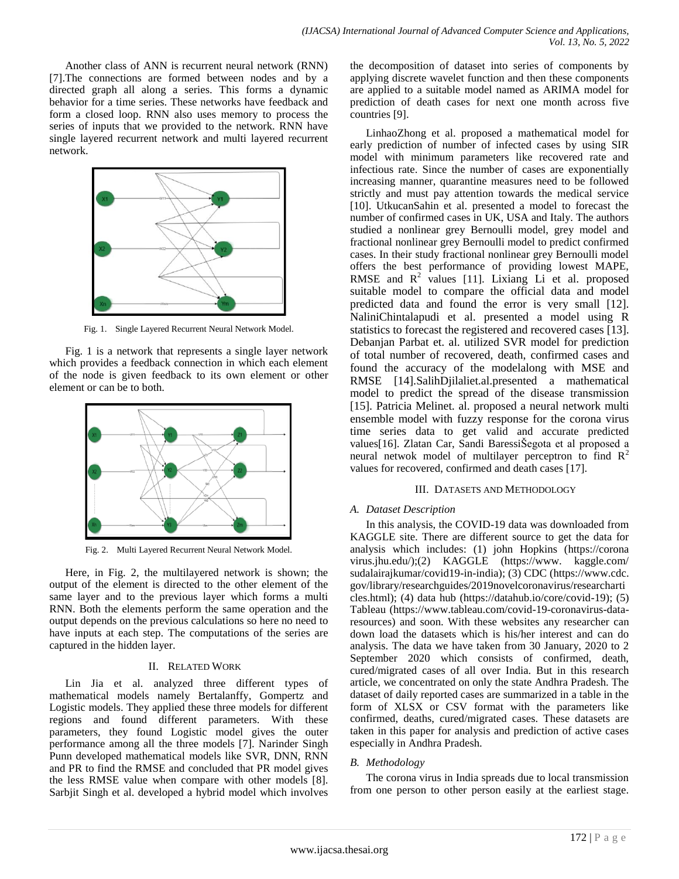Another class of ANN is recurrent neural network (RNN) [7].The connections are formed between nodes and by a directed graph all along a series. This forms a dynamic behavior for a time series. These networks have feedback and form a closed loop. RNN also uses memory to process the series of inputs that we provided to the network. RNN have single layered recurrent network and multi layered recurrent network.

Fig. 1. Single Layered Recurrent Neural Network Model.

Fig. 1 is a network that represents a single layer network which provides a feedback connection in which each element of the node is given feedback to its own element or other element or can be to both.

Fig. 2. Multi Layered Recurrent Neural Network Model.

Here, in Fig. 2, the multilayered network is shown; the output of the element is directed to the other element of the same layer and to the previous layer which forms a multi RNN. Both the elements perform the same operation and the output depends on the previous calculations so here no need to have inputs at each step. The computations of the series are captured in the hidden layer.

## II. Related Work

Lin Jia et al. analyzed three different types of mathematical models namely Bertalanffy, Gompertz and Logistic models. They applied these three models for different regions and found different parameters. With these parameters, they found Logistic model gives the outer performance among all the three models [7]. Narinder Singh Punn developed mathematical models like SVR, DNN, RNN and PR to find the RMSE and concluded that PR model gives the less RMSE value when compare with other models [8]. Sarbjit Singh et al. developed a hybrid model which involves the decomposition of dataset into series of components by applying discrete wavelet function and then these components are applied to a suitable model named as ARIMA model for prediction of death cases for next one month across five countries [9].

LinhaoZhong et al. proposed a mathematical model for early prediction of number of infected cases by using SIR model with minimum parameters like recovered rate and infectious rate. Since the number of cases are exponentially increasing manner, quarantine measures need to be followed strictly and must pay attention towards the medical service [10]. UtkucanSahin et al. presented a model to forecast the number of confirmed cases in UK, USA and Italy. The authors studied a nonlinear grey Bernoulli model, grey model and fractional nonlinear grey Bernoulli model to predict confirmed cases. In their study fractional nonlinear grey Bernoulli model offers the best performance of providing lowest MAPE, RMSE and $R^2$ values [11]. Lixiang Li et al. proposed suitable model to compare the official data and model predicted data and found the error is very small [12]. NaliniChintalapudi et al. presented a model using R statistics to forecast the registered and recovered cases [13]. Debanjan Parbat et. al. utilized SVR model for prediction of total number of recovered, death, confirmed cases and found the accuracy of the modelalong with MSE and RMSE [14].SalihDjilaliet.al.presented a mathematical model to predict the spread of the disease transmission [15]. Patricia Melinet. al. proposed a neural network multi ensemble model with fuzzy response for the corona virus time series data to get valid and accurate predicted values[16]. Zlatan Car, Sandi BaressiŠegota et al proposed a neural netwok model of multilayer perceptron to find $R^2$ values for recovered, confirmed and death cases [17].

## III. Datasets and Methodology

### A. Dataset Description

In this analysis, the COVID-19 data was downloaded from KAGGLE site. There are different source to get the data for analysis which includes: (1) john Hopkins (https://corona virus.jhu.edu/);(2) KAGGLE (https://www. kaggle.com/ sudalairajkumar/covid19-in-india); (3) CDC (https://www.cdc. gov/library/researchguides/2019novelcoronavirus/researcharti cles.html); (4) data hub (https://datahub.io/core/covid-19); (5) Tableau (https://www.tableau.com/covid-19-coronavirus-data-resources) and soon. With these websites any researcher can down load the datasets which is his/her interest and can do analysis. The data we have taken from 30 January, 2020 to 2 September 2020 which consists of confirmed, death, cured/migrated cases of all over India. But in this research article, we concentrated on only the state Andhra Pradesh. The dataset of daily reported cases are summarized in a table in the form of XLSX or CSV format with the parameters like confirmed, deaths, cured/migrated cases. These datasets are taken in this paper for analysis and prediction of active cases especially in Andhra Pradesh.

### B. Methodology

The corona virus in India spreads due to local transmission from one person to other person easily at the earliest stage.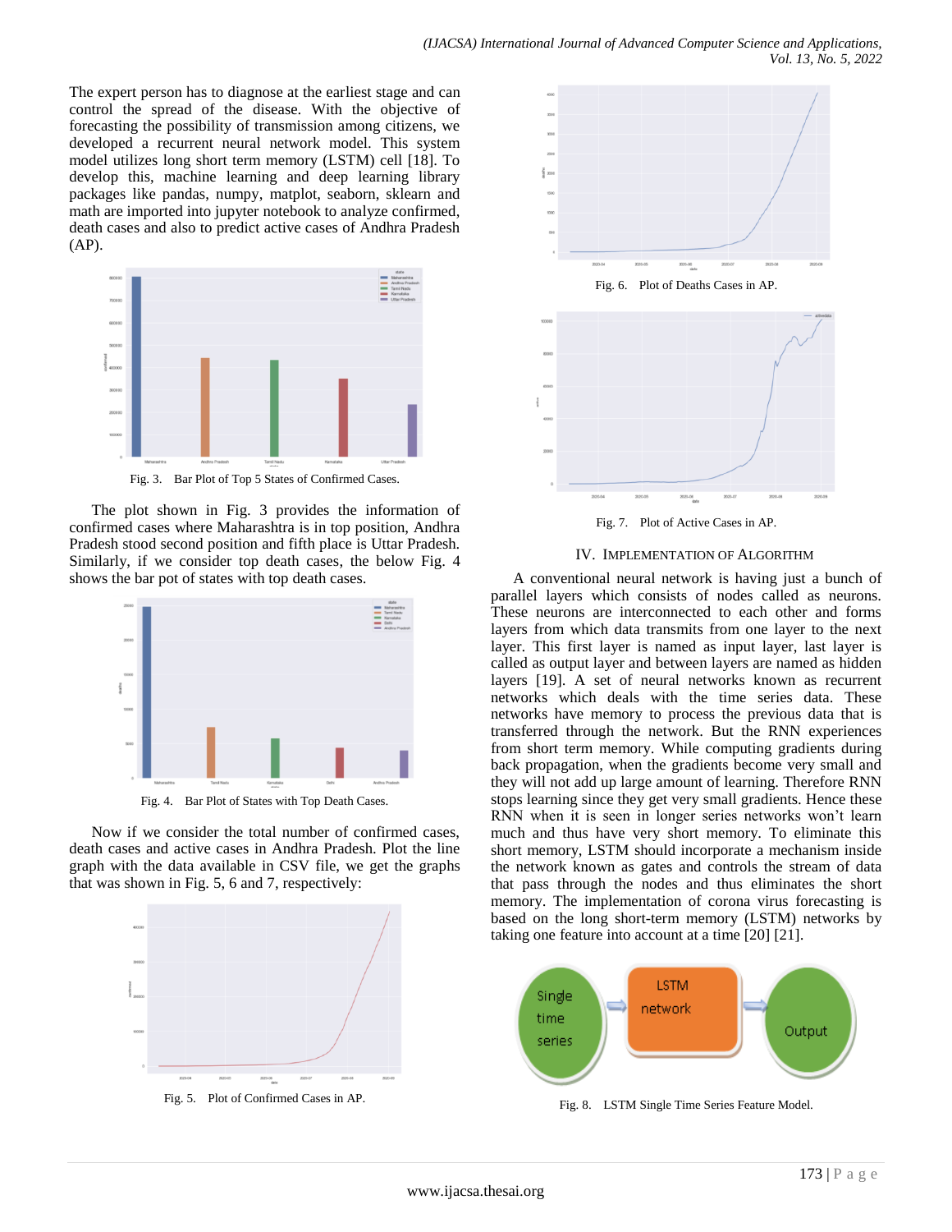The expert person has to diagnose at the earliest stage and can control the spread of the disease. With the objective of forecasting the possibility of transmission among citizens, we developed a recurrent neural network model. This system model utilizes long short term memory (LSTM) cell [18]. To develop this, machine learning and deep learning library packages like pandas, numpy, matplot, seaborn, sklearn and math are imported into jupyter notebook to analyze confirmed, death cases and also to predict active cases of Andhra Pradesh (AP).

Fig. 3. Bar Plot of Top 5 States of Confirmed Cases.

The plot shown in Fig. 3 provides the information of confirmed cases where Maharashtra is in top position, Andhra Pradesh stood second position and fifth place is Uttar Pradesh. Similarly, if we consider top death cases, the below Fig. 4 shows the bar pot of states with top death cases.

Fig. 4. Bar Plot of States with Top Death Cases.

Now if we consider the total number of confirmed cases, death cases and active cases in Andhra Pradesh. Plot the line graph with the data available in CSV file, we get the graphs that was shown in Fig. 5, 6 and 7, respectively:

Fig. 5. Plot of Confirmed Cases in AP.

Fig. 6. Plot of Deaths Cases in AP.

Fig. 7. Plot of Active Cases in AP.

## IV. Implementation of Algorithm

A conventional neural network is having just a bunch of parallel layers which consists of nodes called as neurons. These neurons are interconnected to each other and forms layers from which data transmits from one layer to the next layer. This first layer is named as input layer, last layer is called as output layer and between layers are named as hidden layers [19]. A set of neural networks known as recurrent networks which deals with the time series data. These networks have memory to process the previous data that is transferred through the network. But the RNN experiences from short term memory. While computing gradients during back propagation, when the gradients become very small and they will not add up large amount of learning. Therefore RNN stops learning since they get very small gradients. Hence these RNN when it is seen in longer series networks won't learn much and thus have very short memory. To eliminate this short memory, LSTM should incorporate a mechanism inside the network known as gates and controls the stream of data that pass through the nodes and thus eliminates the short memory. The implementation of corona virus forecasting is based on the long short-term memory (LSTM) networks by taking one feature into account at a time [20] [21].

Fig. 8. LSTM Single Time Series Feature Model.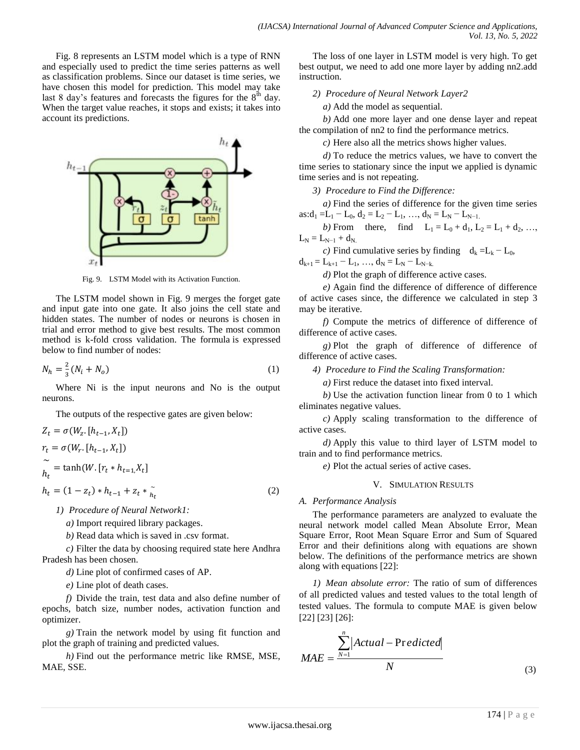Fig. 8 represents an LSTM model which is a type of RNN and especially used to predict the time series patterns as well as classification problems. Since our dataset is time series, we have chosen this model for prediction. This model may take last 8 day's features and forecasts the figures for the $8^{th}$ day. When the target value reaches, it stops and exists; it takes into account its predictions.

Fig. 9. LSTM Model with its Activation Function.

The LSTM model shown in Fig. 9 merges the forget gate and input gate into one gate. It also joins the cell state and hidden states. The number of nodes or neurons is chosen in trial and error method to give best results. The most common method is k-fold cross validation. The formula is expressed below to find number of nodes:

$$N_h = \frac{2}{3}(N_i + N_o) \tag{1}$$

Where Ni is the input neurons and No is the output neurons.

The outputs of the respective gates are given below:

$$Z_t = \sigma(W_z.[h_{t-1}, X_t])$$

$$r_t = \sigma(W_r.[h_{t-1}, X_t])$$

$$\tilde{h_t} = \tanh(W.[r_t * h_{t=1,} X_t]$$

$$h_t = (1 - z_t) * h_{t-1} + z_t * \tilde{h_t} \tag{2}$$

*1) Procedure of Neural Network1:*

*a)* Import required library packages.

*b)* Read data which is saved in .csv format.

*c)* Filter the data by choosing required state here Andhra Pradesh has been chosen.

*d)* Line plot of confirmed cases of AP.

*e)* Line plot of death cases.

*f)* Divide the train, test data and also define number of epochs, batch size, number nodes, activation function and optimizer.

*g)* Train the network model by using fit function and plot the graph of training and predicted values.

*h)* Find out the performance metric like RMSE, MSE, MAE, SSE.

The loss of one layer in LSTM model is very high. To get best output, we need to add one more layer by adding nn2.add instruction.

*2) Procedure of Neural Network Layer2*

*a)* Add the model as sequential.

*b)* Add one more layer and one dense layer and repeat the compilation of nn2 to find the performance metrics.

*c)* Here also all the metrics shows higher values.

*d)* To reduce the metrics values, we have to convert the time series to stationary since the input we applied is dynamic time series and is not repeating.

*3) Procedure to Find the Difference:*

*a)* Find the series of difference for the given time series as: $d_1 = L_1 - L_0$, $d_2 = L_2 - L_1$, …, $d_N = L_N - L_{N-1}$.

*b)* From there, find $L_1 = L_0 + d_1$, $L_2 = L_1 + d_2$, …, $L_N = L_{N-1} + d_N$.

*c)* Find cumulative series by finding $d_k = L_k - L_0$, $d_{k+1} = L_{k+1} - L_1$, …, $d_N = L_N - L_{N-k}$.

*d)* Plot the graph of difference active cases.

*e)* Again find the difference of difference of difference of active cases since, the difference we calculated in step 3 may be iterative.

*f)* Compute the metrics of difference of difference of difference of active cases.

*g)* Plot the graph of difference of difference of difference of active cases.

*4) Procedure to Find the Scaling Transformation:*

*a)* First reduce the dataset into fixed interval.

*b)* Use the activation function linear from 0 to 1 which eliminates negative values.

*c)* Apply scaling transformation to the difference of active cases.

*d)* Apply this value to third layer of LSTM model to train and to find performance metrics.

*e)* Plot the actual series of active cases.

## V. Simulation Results

### A. Performance Analysis

The performance parameters are analyzed to evaluate the neural network model called Mean Absolute Error, Mean Square Error, Root Mean Square Error and Sum of Squared Error and their definitions along with equations are shown below. The definitions of the performance metrics are shown along with equations [22]:

*1) Mean absolute error:* The ratio of sum of differences of all predicted values and tested values to the total length of tested values. The formula to compute MAE is given below [22] [23] [26]:

$$MAE = \frac{\sum_{N=1}^{n} |Actual - \Pr edicted|}{N} \tag{3}$$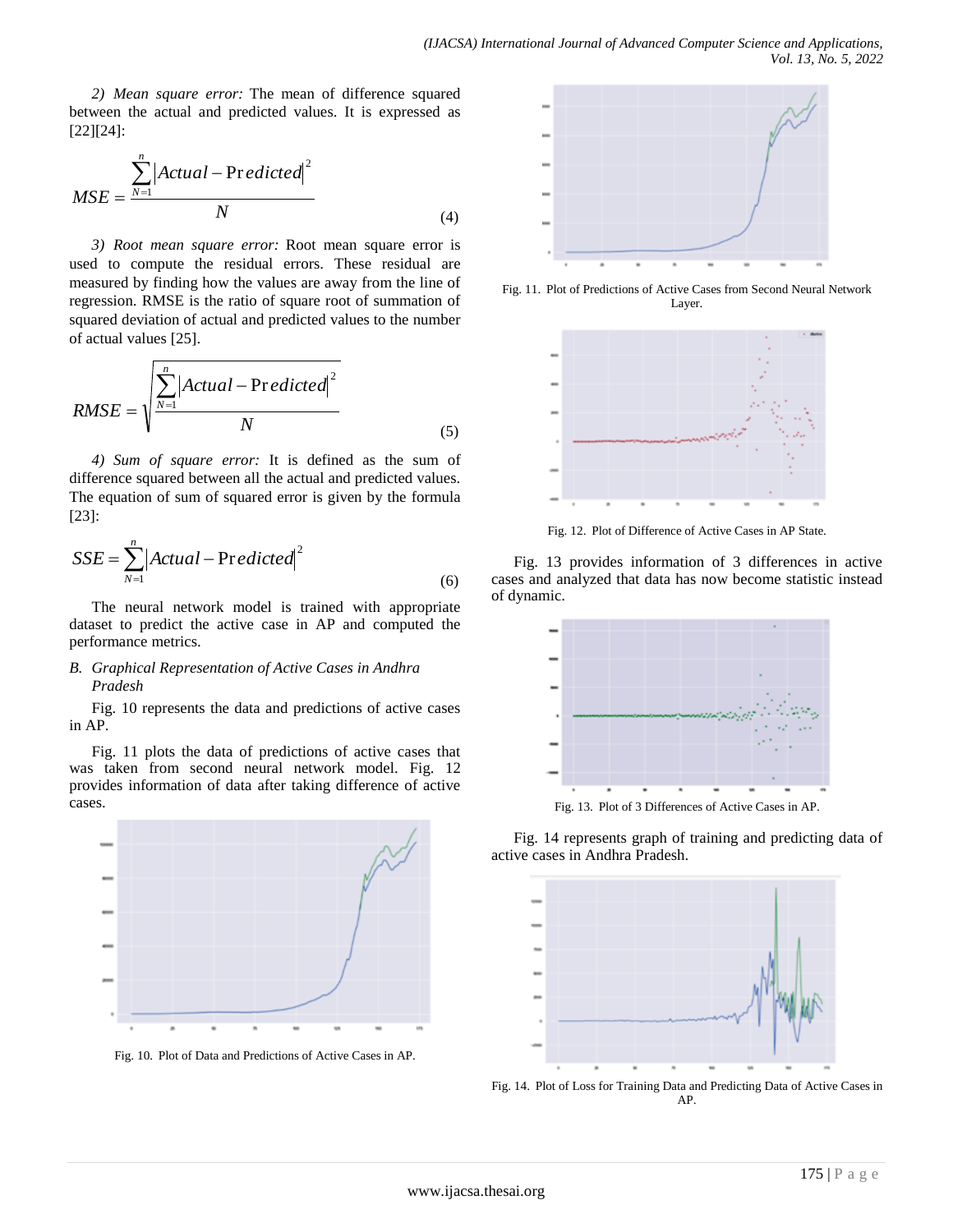*2) Mean square error:* The mean of difference squared between the actual and predicted values. It is expressed as [22][24]:

$$MSE = \frac{\sum_{N=1}^{n} |Actual - Predicted|^2}{N} \tag{4}$$

*3) Root mean square error:* Root mean square error is used to compute the residual errors. These residual are measured by finding how the values are away from the line of regression. RMSE is the ratio of square root of summation of squared deviation of actual and predicted values to the number of actual values [25].

$$RMSE = \sqrt{\frac{\sum_{N=1}^{n} |Actual - Predicted|^2}{N}} \tag{5}$$

*4) Sum of square error:* It is defined as the sum of difference squared between all the actual and predicted values. The equation of sum of squared error is given by the formula [23]:

$$SSE = \sum_{N=1}^{n} |Actual - Predicted|^2 \tag{6}$$

The neural network model is trained with appropriate dataset to predict the active case in AP and computed the performance metrics.

### B. Graphical Representation of Active Cases in Andhra Pradesh

Fig. 10 represents the data and predictions of active cases in AP.

Fig. 11 plots the data of predictions of active cases that was taken from second neural network model. Fig. 12 provides information of data after taking difference of active cases.

Fig. 10. Plot of Data and Predictions of Active Cases in AP.

Fig. 11. Plot of Predictions of Active Cases from Second Neural Network Layer.

Fig. 12. Plot of Difference of Active Cases in AP State.

Fig. 13 provides information of 3 differences in active cases and analyzed that data has now become statistic instead of dynamic.

Fig. 13. Plot of 3 Differences of Active Cases in AP.

Fig. 14 represents graph of training and predicting data of active cases in Andhra Pradesh.

Fig. 14. Plot of Loss for Training Data and Predicting Data of Active Cases in AP.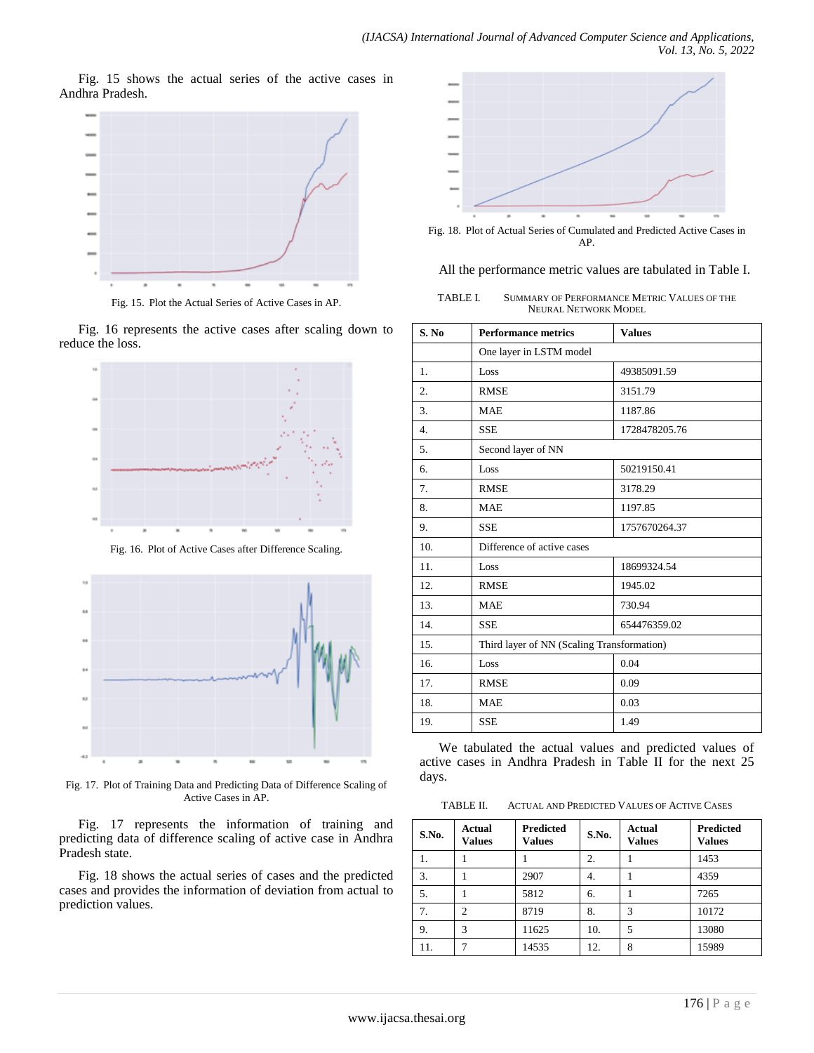Fig. 15 shows the actual series of the active cases in Andhra Pradesh.

Fig. 15. Plot the Actual Series of Active Cases in AP.

Fig. 16 represents the active cases after scaling down to reduce the loss.

Fig. 16. Plot of Active Cases after Difference Scaling.

Fig. 17. Plot of Training Data and Predicting Data of Difference Scaling of Active Cases in AP.

Fig. 17 represents the information of training and predicting data of difference scaling of active case in Andhra Pradesh state.

Fig. 18 shows the actual series of cases and the predicted cases and provides the information of deviation from actual to prediction values.

Fig. 18. Plot of Actual Series of Cumulated and Predicted Active Cases in AP.

All the performance metric values are tabulated in Table I.

TABLE I. SUMMARY OF PERFORMANCE METRIC VALUES OF THE NEURAL NETWORK MODEL

| S. No | Performance metrics | Values |
|---|---|---|
| | One layer in LSTM model | |
| 1. | Loss | 49385091.59 |
| 2. | RMSE | 3151.79 |
| 3. | MAE | 1187.86 |
| 4. | SSE | 1728478205.76 |
| 5. | Second layer of NN | |
| 6. | Loss | 50219150.41 |
| 7. | RMSE | 3178.29 |
| 8. | MAE | 1197.85 |
| 9. | SSE | 1757670264.37 |
| 10. | Difference of active cases | |
| 11. | Loss | 18699324.54 |
| 12. | RMSE | 1945.02 |
| 13. | MAE | 730.94 |
| 14. | SSE | 654476359.02 |
| 15. | Third layer of NN (Scaling Transformation) | |
| 16. | Loss | 0.04 |
| 17. | RMSE | 0.09 |
| 18. | MAE | 0.03 |
| 19. | SSE | 1.49 |

We tabulated the actual values and predicted values of active cases in Andhra Pradesh in Table II for the next 25 days.

TABLE II. ACTUAL AND PREDICTED VALUES OF ACTIVE CASES

| S.No. | Actual Values | Predicted Values | S.No. | Actual Values | Predicted Values |
|---|---|---|---|---|---|
| 1. | 1 | 1 | 2. | 1 | 1453 |
| 3. | 1 | 2907 | 4. | 1 | 4359 |
| 5. | 1 | 5812 | 6. | 1 | 7265 |
| 7. | 2 | 8719 | 8. | 3 | 10172 |
| 9. | 3 | 11625 | 10. | 5 | 13080 |
| 11. | 7 | 14535 | 12. | 8 | 15989 |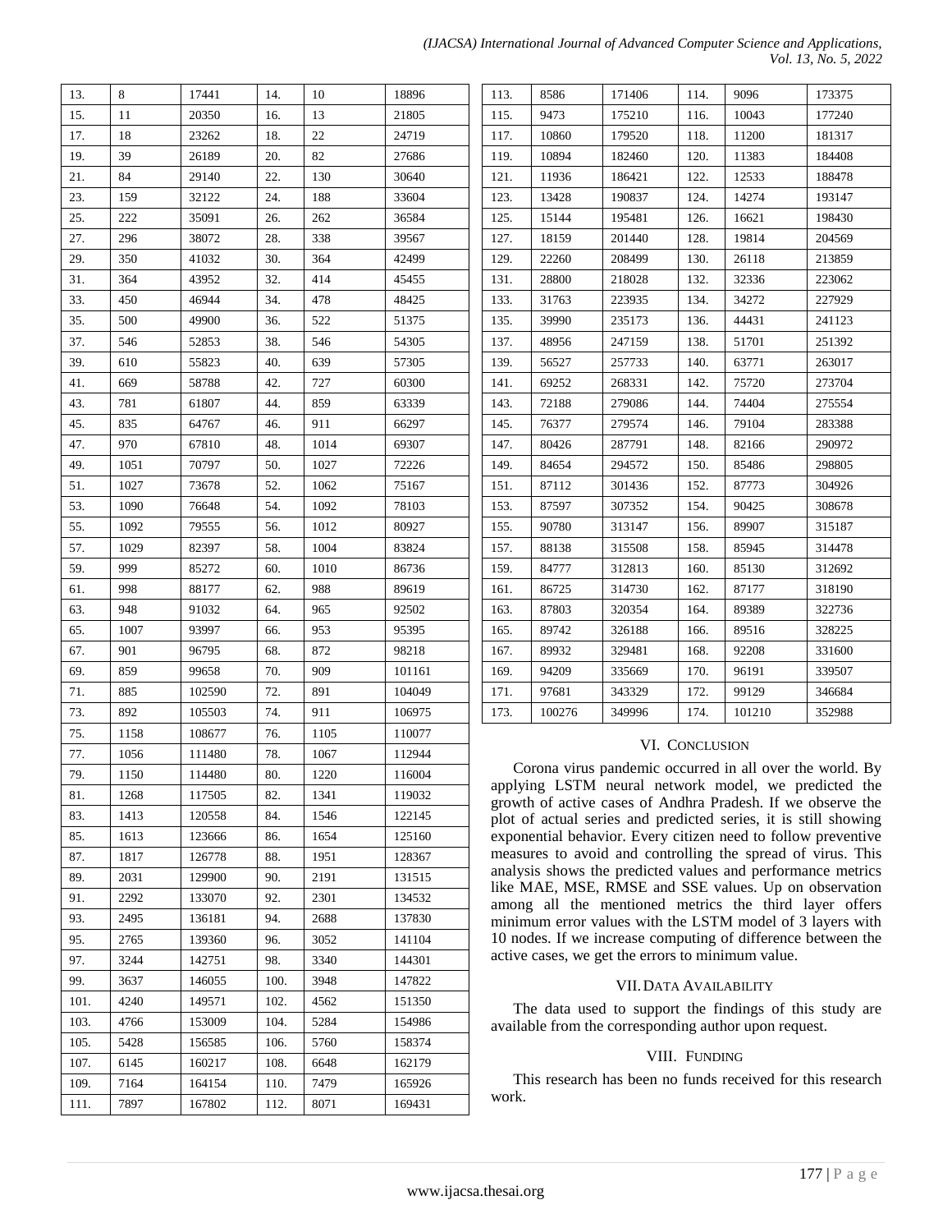| 13. | 8 | 17441 | 14. | 10 | 18896 |
|---|---|---|---|---|---|
| 15. | 11 | 20350 | 16. | 13 | 21805 |
| 17. | 18 | 23262 | 18. | 22 | 24719 |
| 19. | 39 | 26189 | 20. | 82 | 27686 |
| 21. | 84 | 29140 | 22. | 130 | 30640 |
| 23. | 159 | 32122 | 24. | 188 | 33604 |
| 25. | 222 | 35091 | 26. | 262 | 36584 |
| 27. | 296 | 38072 | 28. | 338 | 39567 |
| 29. | 350 | 41032 | 30. | 364 | 42499 |
| 31. | 364 | 43952 | 32. | 414 | 45455 |
| 33. | 450 | 46944 | 34. | 478 | 48425 |
| 35. | 500 | 49900 | 36. | 522 | 51375 |
| 37. | 546 | 52853 | 38. | 546 | 54305 |
| 39. | 610 | 55823 | 40. | 639 | 57305 |
| 41. | 669 | 58788 | 42. | 727 | 60300 |
| 43. | 781 | 61807 | 44. | 859 | 63339 |
| 45. | 835 | 64767 | 46. | 911 | 66297 |
| 47. | 970 | 67810 | 48. | 1014 | 69307 |
| 49. | 1051 | 70797 | 50. | 1027 | 72226 |
| 51. | 1027 | 73678 | 52. | 1062 | 75167 |
| 53. | 1090 | 76648 | 54. | 1092 | 78103 |
| 55. | 1092 | 79555 | 56. | 1012 | 80927 |
| 57. | 1029 | 82397 | 58. | 1004 | 83824 |
| 59. | 999 | 85272 | 60. | 1010 | 86736 |
| 61. | 998 | 88177 | 62. | 988 | 89619 |
| 63. | 948 | 91032 | 64. | 965 | 92502 |
| 65. | 1007 | 93997 | 66. | 953 | 95395 |
| 67. | 901 | 96795 | 68. | 872 | 98218 |
| 69. | 859 | 99658 | 70. | 909 | 101161 |
| 71. | 885 | 102590 | 72. | 891 | 104049 |
| 73. | 892 | 105503 | 74. | 911 | 106975 |
| 75. | 1158 | 108677 | 76. | 1105 | 110077 |
| 77. | 1056 | 111480 | 78. | 1067 | 112944 |
| 79. | 1150 | 114480 | 80. | 1220 | 116004 |
| 81. | 1268 | 117505 | 82. | 1341 | 119032 |
| 83. | 1413 | 120558 | 84. | 1546 | 122145 |
| 85. | 1613 | 123666 | 86. | 1654 | 125160 |
| 87. | 1817 | 126778 | 88. | 1951 | 128367 |
| 89. | 2031 | 129900 | 90. | 2191 | 131515 |
| 91. | 2292 | 133070 | 92. | 2301 | 134532 |
| 93. | 2495 | 136181 | 94. | 2688 | 137830 |
| 95. | 2765 | 139360 | 96. | 3052 | 141104 |
| 97. | 3244 | 142751 | 98. | 3340 | 144301 |
| 99. | 3637 | 146055 | 100. | 3948 | 147822 |
| 101. | 4240 | 149571 | 102. | 4562 | 151350 |
| 103. | 4766 | 153009 | 104. | 5284 | 154986 |
| 105. | 5428 | 156585 | 106. | 5760 | 158374 |
| 107. | 6145 | 160217 | 108. | 6648 | 162179 |
| 109. | 7164 | 164154 | 110. | 7479 | 165926 |
| 111. | 7897 | 167802 | 112. | 8071 | 169431 |
| 113. | 8586 | 171406 | 114. | 9096 | 173375 |
| 115. | 9473 | 175210 | 116. | 10043 | 177240 |
| 117. | 10860 | 179520 | 118. | 11200 | 181317 |
| 119. | 10894 | 182460 | 120. | 11383 | 184408 |
| 121. | 11936 | 186421 | 122. | 12533 | 188478 |
| 123. | 13428 | 190837 | 124. | 14274 | 193147 |
| 125. | 15144 | 195481 | 126. | 16621 | 198430 |
| 127. | 18159 | 201440 | 128. | 19814 | 204569 |
| 129. | 22260 | 208499 | 130. | 26118 | 213859 |
| 131. | 28800 | 218028 | 132. | 32336 | 223062 |
| 133. | 31763 | 223935 | 134. | 34272 | 227929 |
| 135. | 39990 | 235173 | 136. | 44431 | 241123 |
| 137. | 48956 | 247159 | 138. | 51701 | 251392 |
| 139. | 56527 | 257733 | 140. | 63771 | 263017 |
| 141. | 69252 | 268331 | 142. | 75720 | 273704 |
| 143. | 72188 | 279086 | 144. | 74404 | 275554 |
| 145. | 76377 | 279574 | 146. | 79104 | 283388 |
| 147. | 80426 | 287791 | 148. | 82166 | 290972 |
| 149. | 84654 | 294572 | 150. | 85486 | 298805 |
| 151. | 87112 | 301436 | 152. | 87773 | 304926 |
| 153. | 87597 | 307352 | 154. | 90425 | 308678 |
| 155. | 90780 | 313147 | 156. | 89907 | 315187 |
| 157. | 88138 | 315508 | 158. | 85945 | 314478 |
| 159. | 84777 | 312813 | 160. | 85130 | 312692 |
| 161. | 86725 | 314730 | 162. | 87177 | 318190 |
| 163. | 87803 | 320354 | 164. | 89389 | 322736 |
| 165. | 89742 | 326188 | 166. | 89516 | 328225 |
| 167. | 89932 | 329481 | 168. | 92208 | 331600 |
| 169. | 94209 | 335669 | 170. | 96191 | 339507 |
| 171. | 97681 | 343329 | 172. | 99129 | 346684 |
| 173. | 100276 | 349996 | 174. | 101210 | 352988 |

## VI. Conclusion

Corona virus pandemic occurred in all over the world. By applying LSTM neural network model, we predicted the growth of active cases of Andhra Pradesh. If we observe the plot of actual series and predicted series, it is still showing exponential behavior. Every citizen need to follow preventive measures to avoid and controlling the spread of virus. This analysis shows the predicted values and performance metrics like MAE, MSE, RMSE and SSE values. Up on observation among all the mentioned metrics the third layer offers minimum error values with the LSTM model of 3 layers with 10 nodes. If we increase computing of difference between the active cases, we get the errors to minimum value.

## VII. Data Availability

The data used to support the findings of this study are available from the corresponding author upon request.

## VIII. Funding

This research has been no funds received for this research work.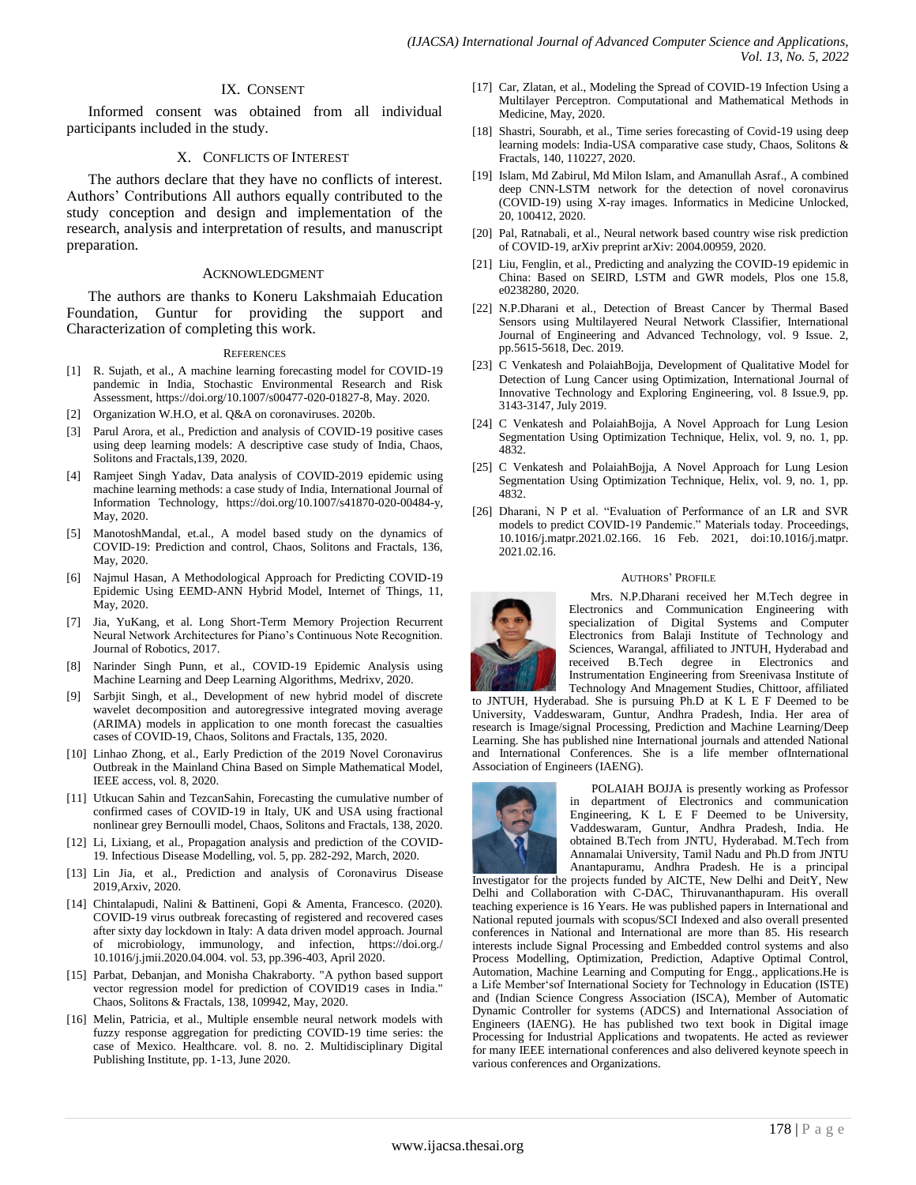## IX. Consent

Informed consent was obtained from all individual participants included in the study.

## X. Conflicts of Interest

The authors declare that they have no conflicts of interest. Authors' Contributions All authors equally contributed to the study conception and design and implementation of the research, analysis and interpretation of results, and manuscript preparation.

## Acknowledgment

The authors are thanks to Koneru Lakshmaiah Education Foundation, Guntur for providing the support and Characterization of completing this work.

## References

[1] R. Sujath, et al., A machine learning forecasting model for COVID-19 pandemic in India, Stochastic Environmental Research and Risk Assessment, https://doi.org/10.1007/s00477-020-01827-8, May. 2020.

[2] Organization W.H.O, et al. Q&A on coronaviruses. 2020b.

[3] Parul Arora, et al., Prediction and analysis of COVID-19 positive cases using deep learning models: A descriptive case study of India, Chaos, Solitons and Fractals,139, 2020.

[4] Ramjeet Singh Yadav, Data analysis of COVID-2019 epidemic using machine learning methods: a case study of India, International Journal of Information Technology, https://doi.org/10.1007/s41870-020-00484-y, May, 2020.

[5] ManotoshMandal, et.al., A model based study on the dynamics of COVID-19: Prediction and control, Chaos, Solitons and Fractals, 136, May, 2020.

[6] Najmul Hasan, A Methodological Approach for Predicting COVID-19 Epidemic Using EEMD-ANN Hybrid Model, Internet of Things, 11, May, 2020.

[7] Jia, YuKang, et al. Long Short-Term Memory Projection Recurrent Neural Network Architectures for Piano's Continuous Note Recognition. Journal of Robotics, 2017.

[8] Narinder Singh Punn, et al., COVID-19 Epidemic Analysis using Machine Learning and Deep Learning Algorithms, Medrixv, 2020.

[9] Sarbjit Singh, et al., Development of new hybrid model of discrete wavelet decomposition and autoregressive integrated moving average (ARIMA) models in application to one month forecast the casualties cases of COVID-19, Chaos, Solitons and Fractals, 135, 2020.

[10] Linhao Zhong, et al., Early Prediction of the 2019 Novel Coronavirus Outbreak in the Mainland China Based on Simple Mathematical Model, IEEE access, vol. 8, 2020.

[11] Utkucan Sahin and TezcanSahin, Forecasting the cumulative number of confirmed cases of COVID-19 in Italy, UK and USA using fractional nonlinear grey Bernoulli model, Chaos, Solitons and Fractals, 138, 2020.

[12] Li, Lixiang, et al., Propagation analysis and prediction of the COVID-19. Infectious Disease Modelling, vol. 5, pp. 282-292, March, 2020.

[13] Lin Jia, et al., Prediction and analysis of Coronavirus Disease 2019,Arxiv, 2020.

[14] Chintalapudi, Nalini & Battineni, Gopi & Amenta, Francesco. (2020). COVID-19 virus outbreak forecasting of registered and recovered cases after sixty day lockdown in Italy: A data driven model approach. Journal of microbiology, immunology, and infection, https://doi.org./ 10.1016/j.jmii.2020.04.004. vol. 53, pp.396-403, April 2020.

[15] Parbat, Debanjan, and Monisha Chakraborty. "A python based support vector regression model for prediction of COVID19 cases in India." Chaos, Solitons & Fractals, 138, 109942, May, 2020.

[16] Melin, Patricia, et al., Multiple ensemble neural network models with fuzzy response aggregation for predicting COVID-19 time series: the case of Mexico. Healthcare. vol. 8. no. 2. Multidisciplinary Digital Publishing Institute, pp. 1-13, June 2020.

[17] Car, Zlatan, et al., Modeling the Spread of COVID-19 Infection Using a Multilayer Perceptron. Computational and Mathematical Methods in Medicine, May, 2020.

[18] Shastri, Sourabh, et al., Time series forecasting of Covid-19 using deep learning models: India-USA comparative case study, Chaos, Solitons & Fractals, 140, 110227, 2020.

[19] Islam, Md Zabirul, Md Milon Islam, and Amanullah Asraf., A combined deep CNN-LSTM network for the detection of novel coronavirus (COVID-19) using X-ray images. Informatics in Medicine Unlocked, 20, 100412, 2020.

[20] Pal, Ratnabali, et al., Neural network based country wise risk prediction of COVID-19, arXiv preprint arXiv: 2004.00959, 2020.

[21] Liu, Fenglin, et al., Predicting and analyzing the COVID-19 epidemic in China: Based on SEIRD, LSTM and GWR models, Plos one 15.8, e0238280, 2020.

[22] N.P.Dharani et al., Detection of Breast Cancer by Thermal Based Sensors using Multilayered Neural Network Classifier, International Journal of Engineering and Advanced Technology, vol. 9 Issue. 2, pp.5615-5618, Dec. 2019.

[23] C Venkatesh and PolaiahBojja, Development of Qualitative Model for Detection of Lung Cancer using Optimization, International Journal of Innovative Technology and Exploring Engineering, vol. 8 Issue.9, pp. 3143-3147, July 2019.

[24] C Venkatesh and PolaiahBojja, A Novel Approach for Lung Lesion Segmentation Using Optimization Technique, Helix, vol. 9, no. 1, pp. 4832.

[25] C Venkatesh and PolaiahBojja, A Novel Approach for Lung Lesion Segmentation Using Optimization Technique, Helix, vol. 9, no. 1, pp. 4832.

[26] Dharani, N P et al. "Evaluation of Performance of an LR and SVR models to predict COVID-19 Pandemic." Materials today. Proceedings, 10.1016/j.matpr.2021.02.166. 16 Feb. 2021, doi:10.1016/j.matpr. 2021.02.16.

## Authors' Profile

Mrs. N.P.Dharani received her M.Tech degree in Electronics and Communication Engineering with specialization of Digital Systems and Computer Electronics from Balaji Institute of Technology and Sciences, Warangal, affiliated to JNTUH, Hyderabad and received B.Tech degree in Electronics and Instrumentation Engineering from Sreenivasa Institute of Technology And Mnagement Studies, Chittoor, affiliated to JNTUH, Hyderabad. She is pursuing Ph.D at K L E F Deemed to be University, Vaddeswaram, Guntur, Andhra Pradesh, India. Her area of research is Image/signal Processing, Prediction and Machine Learning/Deep Learning. She has published nine International journals and attended National and International Conferences. She is a life member ofInternational Association of Engineers (IAENG).

POLAIAH BOJJA is presently working as Professor in department of Electronics and communication Engineering, K L E F Deemed to be University, Vaddeswaram, Guntur, Andhra Pradesh, India. He obtained B.Tech from JNTU, Hyderabad. M.Tech from Annamalai University, Tamil Nadu and Ph.D from JNTU Anantapuramu, Andhra Pradesh. He is a principal Investigator for the projects funded by AICTE, New Delhi and DeitY, New Delhi and Collaboration with C-DAC, Thiruvananthapuram. His overall teaching experience is 16 Years. He was published papers in International and National reputed journals with scopus/SCI Indexed and also overall presented conferences in National and International are more than 85. His research interests include Signal Processing and Embedded control systems and also Process Modelling, Optimization, Prediction, Adaptive Optimal Control, Automation, Machine Learning and Computing for Engg., applications.He is a Life Member'sof International Society for Technology in Education (ISTE) and (Indian Science Congress Association (ISCA), Member of Automatic Dynamic Controller for systems (ADCS) and International Association of Engineers (IAENG). He has published two text book in Digital image Processing for Industrial Applications and twopatents. He acted as reviewer for many IEEE international conferences and also delivered keynote speech in various conferences and Organizations.